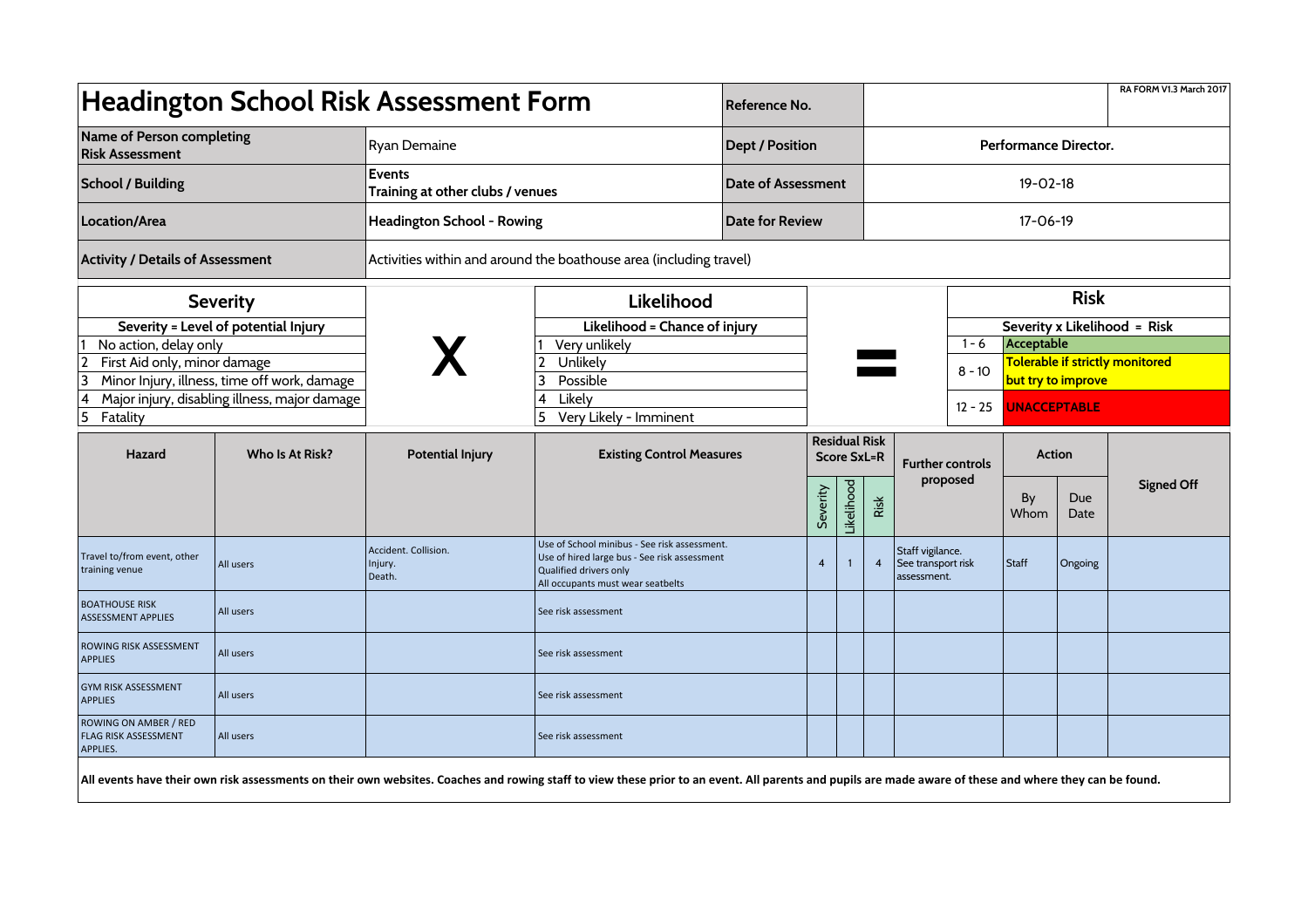# Headington School Risk Assessment Form

| | | | |
|---|---|---|---|
| **Reference No.** | | | RA FORM V1.3 March 2017 |
| **Name of Person completing Risk Assessment** | Ryan Demaine | **Dept / Position** | Performance Director. |
| **School / Building** | **Events**<br>**Training at other clubs / venues** | **Date of Assessment** | 19-02-18 |
| **Location/Area** | **Headington School - Rowing** | **Date for Review** | 17-06-19 |
| **Activity / Details of Assessment** | Activities within and around the boathouse area (including travel) | | |

| **Severity** | | **Likelihood** | | **Risk** | |
|---|---|---|---|---|---|
| **Severity = Level of potential Injury** | **X** | **Likelihood = Chance of injury** | **=** | **Severity x Likelihood = Risk** | |
| 1 No action, delay only | | 1 Very unlikely | | 1 - 6 | **Acceptable** |
| 2 First Aid only, minor damage | | 2 Unlikely | | 8 - 10 | **Tolerable if strictly monitored but try to improve** |
| 3 Minor Injury, illness, time off work, damage | | 3 Possible | | 12 - 25 | **UNACCEPTABLE** |
| 4 Major injury, disabling illness, major damage | | 4 Likely | | | |
| 5 Fatality | | 5 Very Likely - Imminent | | | |

| Hazard | Who Is At Risk? | Potential Injury | Existing Control Measures | Residual Risk Score SxL=R | | | Further controls proposed | Action | | Signed Off |
|---|---|---|---|---|---|---|---|---|---|---|
| | | | | Severity | Likelihood | Risk | | By Whom | Due Date | |
| Travel to/from event, other training venue | All users | Accident. Collision. Injury. Death. | Use of School minibus - See risk assessment. Use of hired large bus - See risk assessment Qualified drivers only All occupants must wear seatbelts | 4 | 1 | 4 | Staff vigilance. See transport risk assessment. | Staff | Ongoing | |
| BOATHOUSE RISK ASSESSMENT APPLIES | All users | | See risk assessment | | | | | | | |
| ROWING RISK ASSESSMENT APPLIES | All users | | See risk assessment | | | | | | | |
| GYM RISK ASSESSMENT APPLIES | All users | | See risk assessment | | | | | | | |
| ROWING ON AMBER / RED FLAG RISK ASSESSMENT APPLIES. | All users | | See risk assessment | | | | | | | |

**All events have their own risk assessments on their own websites. Coaches and rowing staff to view these prior to an event. All parents and pupils are made aware of these and where they can be found.**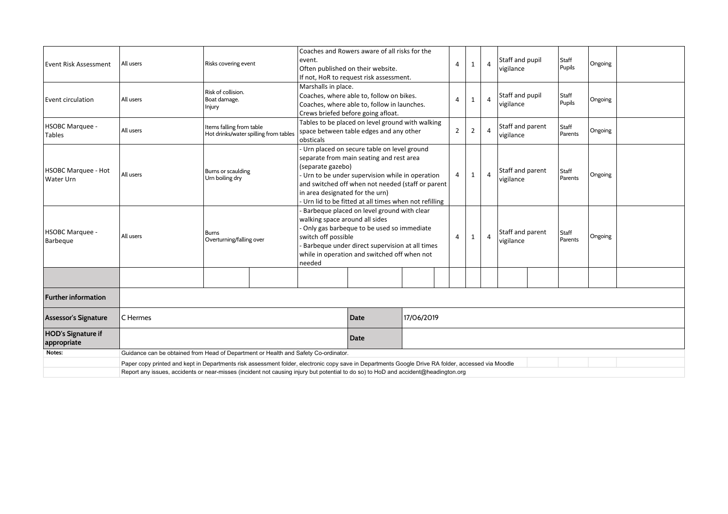| | | | | | | | | | | |
|---|---|---|---|---|---|---|---|---|---|---|
| Event Risk Assessment | All users | Risks covering event | Coaches and Rowers aware of all risks for the event.<br>Often published on their website.<br>If not, HoR to request risk assessment. | 4 | 1 | 4 | Staff and pupil vigilance | Staff Pupils | Ongoing | |
| Event circulation | All users | Risk of collision.<br>Boat damage.<br>Injury | Marshalls in place.<br>Coaches, where able to, follow on bikes.<br>Coaches, where able to, follow in launches.<br>Crews briefed before going afloat. | 4 | 1 | 4 | Staff and pupil vigilance | Staff Pupils | Ongoing | |
| HSOBC Marquee - Tables | All users | Items falling from table<br>Hot drinks/water spilling from tables | Tables to be placed on level ground with walking space between table edges and any other obsticals | 2 | 2 | 4 | Staff and parent vigilance | Staff Parents | Ongoing | |
| HSOBC Marquee - Hot Water Urn | All users | Burns or scaulding<br>Urn boiling dry | - Urn placed on secure table on level ground separate from main seating and rest area (separate gazebo)<br>- Urn to be under supervision while in operation and switched off when not needed (staff or parent in area designated for the urn)<br>- Urn lid to be fitted at all times when not refilling | 4 | 1 | 4 | Staff and parent vigilance | Staff Parents | Ongoing | |
| HSOBC Marquee - Barbeque | All users | Burns<br>Overturning/falling over | - Barbeque placed on level ground with clear walking space around all sides<br>- Only gas barbeque to be used so immediate switch off possible<br>- Barbeque under direct supervision at all times while in operation and switched off when not needed | 4 | 1 | 4 | Staff and parent vigilance | Staff Parents | Ongoing | |
| | | | | | | | | | | |

| | | | |
|---|---|---|---|
| **Further information** | | | |
| **Assessor's Signature** | C Hermes | **Date** | 17/06/2019 |
| **HOD's Signature if appropriate** | | **Date** | |

**Notes:** Guidance can be obtained from Head of Department or Health and Safety Co-ordinator.

Paper copy printed and kept in Departments risk assessment folder, electronic copy save in Departments Google Drive RA folder, accessed via Moodle

Report any issues, accidents or near-misses (incident not causing injury but potential to do so) to HoD and accident@headington.org